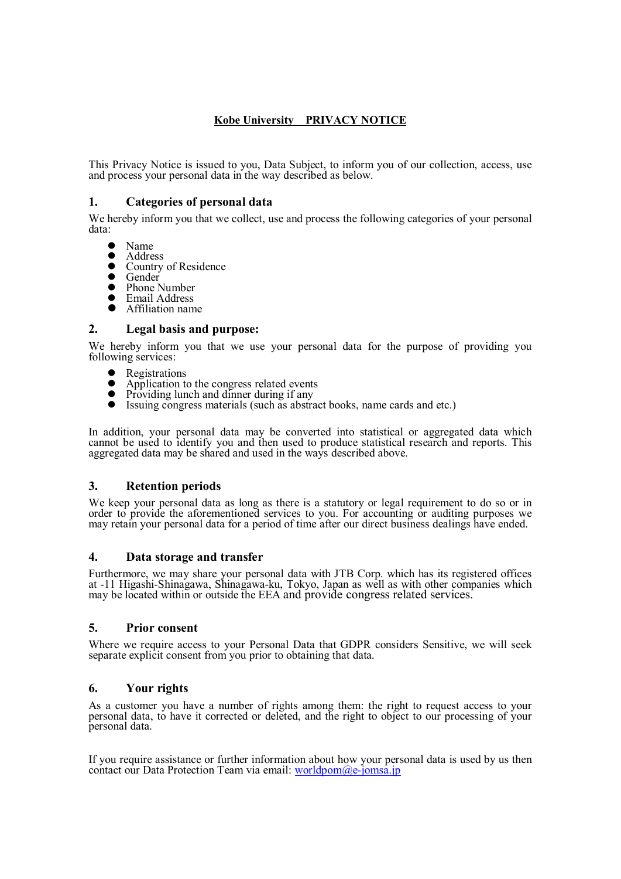# Kobe University PRIVACY NOTICE

This Privacy Notice is issued to you, Data Subject, to inform you of our collection, access, use and process your personal data in the way described as below.

## 1. Categories of personal data

We hereby inform you that we collect, use and process the following categories of your personal data:

- Name
- Address
- Country of Residence
- Gender
- Phone Number
- Email Address
- Affiliation name

## 2. Legal basis and purpose:

We hereby inform you that we use your personal data for the purpose of providing you following services:

- Registrations
- Application to the congress related events
- Providing lunch and dinner during if any
- Issuing congress materials (such as abstract books, name cards and etc.)

In addition, your personal data may be converted into statistical or aggregated data which cannot be used to identify you and then used to produce statistical research and reports. This aggregated data may be shared and used in the ways described above.

## 3. Retention periods

We keep your personal data as long as there is a statutory or legal requirement to do so or in order to provide the aforementioned services to you. For accounting or auditing purposes we may retain your personal data for a period of time after our direct business dealings have ended.

## 4. Data storage and transfer

Furthermore, we may share your personal data with JTB Corp. which has its registered offices at -11 Higashi-Shinagawa, Shinagawa-ku, Tokyo, Japan as well as with other companies which may be located within or outside the EEA and provide congress related services.

## 5. Prior consent

Where we require access to your Personal Data that GDPR considers Sensitive, we will seek separate explicit consent from you prior to obtaining that data.

## 6. Your rights

As a customer you have a number of rights among them: the right to request access to your personal data, to have it corrected or deleted, and the right to object to our processing of your personal data.

If you require assistance or further information about how your personal data is used by us then contact our Data Protection Team via email: worldpom@e-jomsa.jp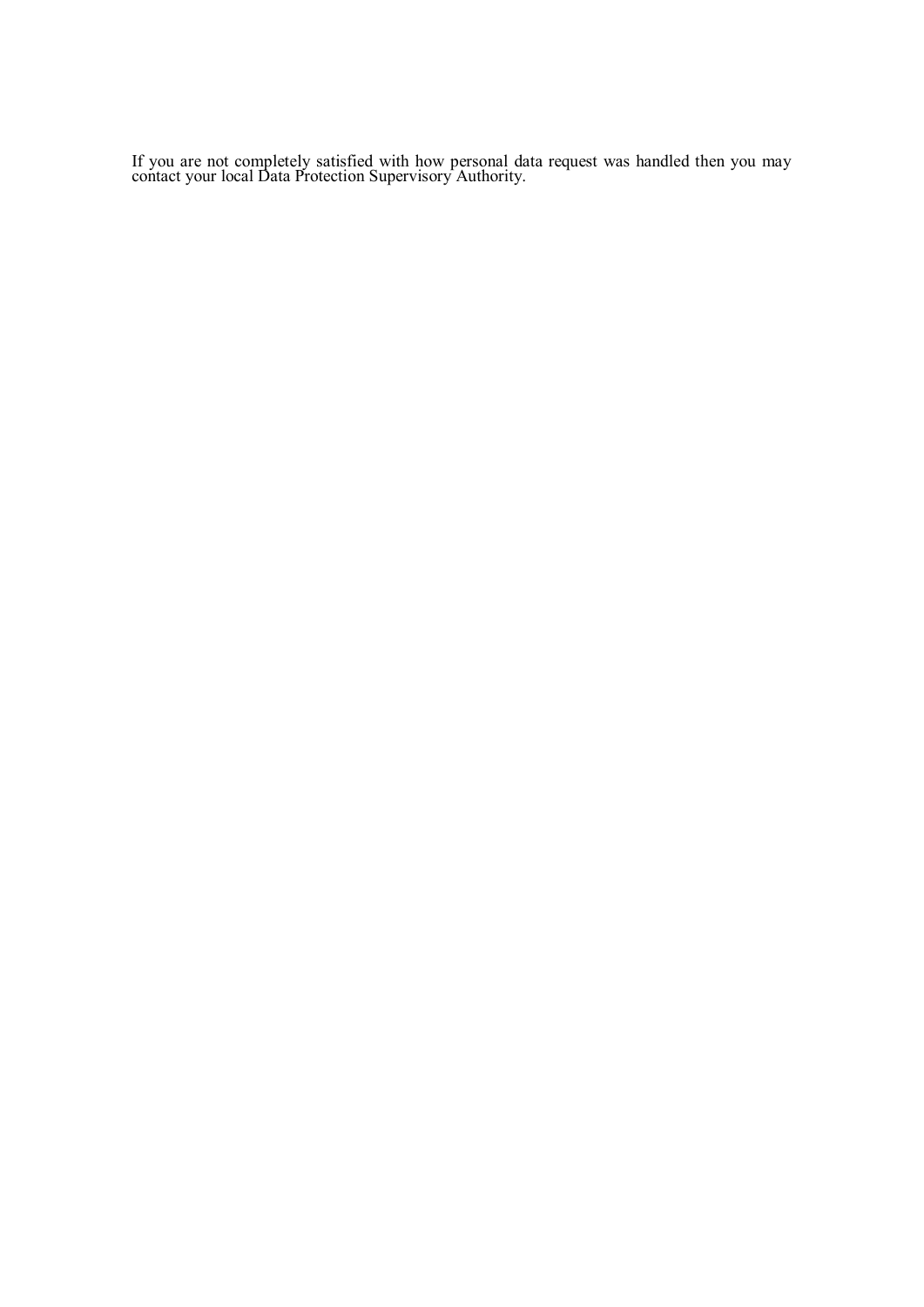If you are not completely satisfied with how personal data request was handled then you may contact your local Data Protection Supervisory Authority.